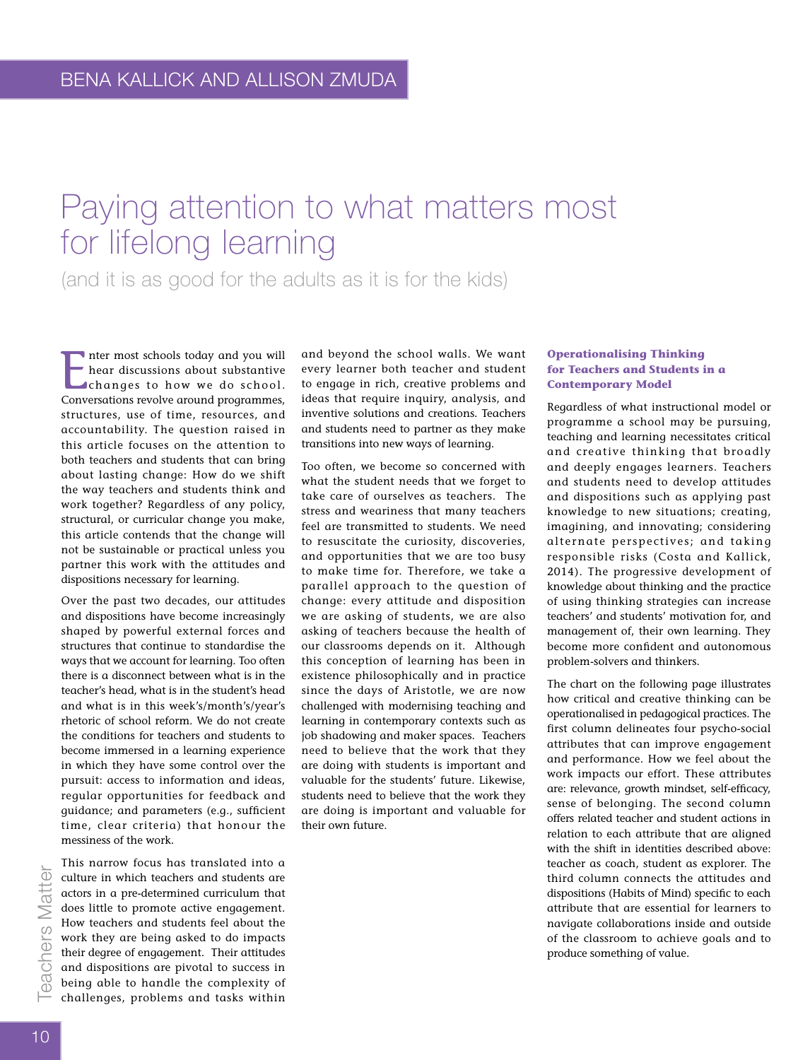BENA KALLICK AND ALLISON ZMUDA

# Paying attention to what matters most for lifelong learning

(and it is as good for the adults as it is for the kids)

Enter most schools today and you will hear discussions about substantive changes to how we do school. Conversations revolve around programmes, structures, use of time, resources, and accountability. The question raised in this article focuses on the attention to both teachers and students that can bring about lasting change: How do we shift the way teachers and students think and work together? Regardless of any policy, structural, or curricular change you make, this article contends that the change will not be sustainable or practical unless you partner this work with the attitudes and dispositions necessary for learning.

Over the past two decades, our attitudes and dispositions have become increasingly shaped by powerful external forces and structures that continue to standardise the ways that we account for learning. Too often there is a disconnect between what is in the teacher's head, what is in the student's head and what is in this week's/month's/year's rhetoric of school reform. We do not create the conditions for teachers and students to become immersed in a learning experience in which they have some control over the pursuit: access to information and ideas, regular opportunities for feedback and guidance; and parameters (e.g., sufficient time, clear criteria) that honour the messiness of the work.

This narrow focus has translated into a culture in which teachers and students are actors in a pre-determined curriculum that does little to promote active engagement. How teachers and students feel about the work they are being asked to do impacts their degree of engagement. Their attitudes and dispositions are pivotal to success in being able to handle the complexity of challenges, problems and tasks within and beyond the school walls. We want every learner both teacher and student to engage in rich, creative problems and ideas that require inquiry, analysis, and inventive solutions and creations. Teachers and students need to partner as they make transitions into new ways of learning.

Too often, we become so concerned with what the student needs that we forget to take care of ourselves as teachers. The stress and weariness that many teachers feel are transmitted to students. We need to resuscitate the curiosity, discoveries, and opportunities that we are too busy to make time for. Therefore, we take a parallel approach to the question of change: every attitude and disposition we are asking of students, we are also asking of teachers because the health of our classrooms depends on it. Although this conception of learning has been in existence philosophically and in practice since the days of Aristotle, we are now challenged with modernising teaching and learning in contemporary contexts such as job shadowing and maker spaces. Teachers need to believe that the work that they are doing with students is important and valuable for the students' future. Likewise, students need to believe that the work they are doing is important and valuable for their own future.

### Operationalising Thinking for Teachers and Students in a Contemporary Model

Regardless of what instructional model or programme a school may be pursuing, teaching and learning necessitates critical and creative thinking that broadly and deeply engages learners. Teachers and students need to develop attitudes and dispositions such as applying past knowledge to new situations; creating, imagining, and innovating; considering alternate perspectives; and taking responsible risks (Costa and Kallick, 2014). The progressive development of knowledge about thinking and the practice of using thinking strategies can increase teachers' and students' motivation for, and management of, their own learning. They become more confident and autonomous problem-solvers and thinkers.

The chart on the following page illustrates how critical and creative thinking can be operationalised in pedagogical practices. The first column delineates four psycho-social attributes that can improve engagement and performance. How we feel about the work impacts our effort. These attributes are: relevance, growth mindset, self-efficacy, sense of belonging. The second column offers related teacher and student actions in relation to each attribute that are aligned with the shift in identities described above: teacher as coach, student as explorer. The third column connects the attitudes and dispositions (Habits of Mind) specific to each attribute that are essential for learners to navigate collaborations inside and outside of the classroom to achieve goals and to produce something of value.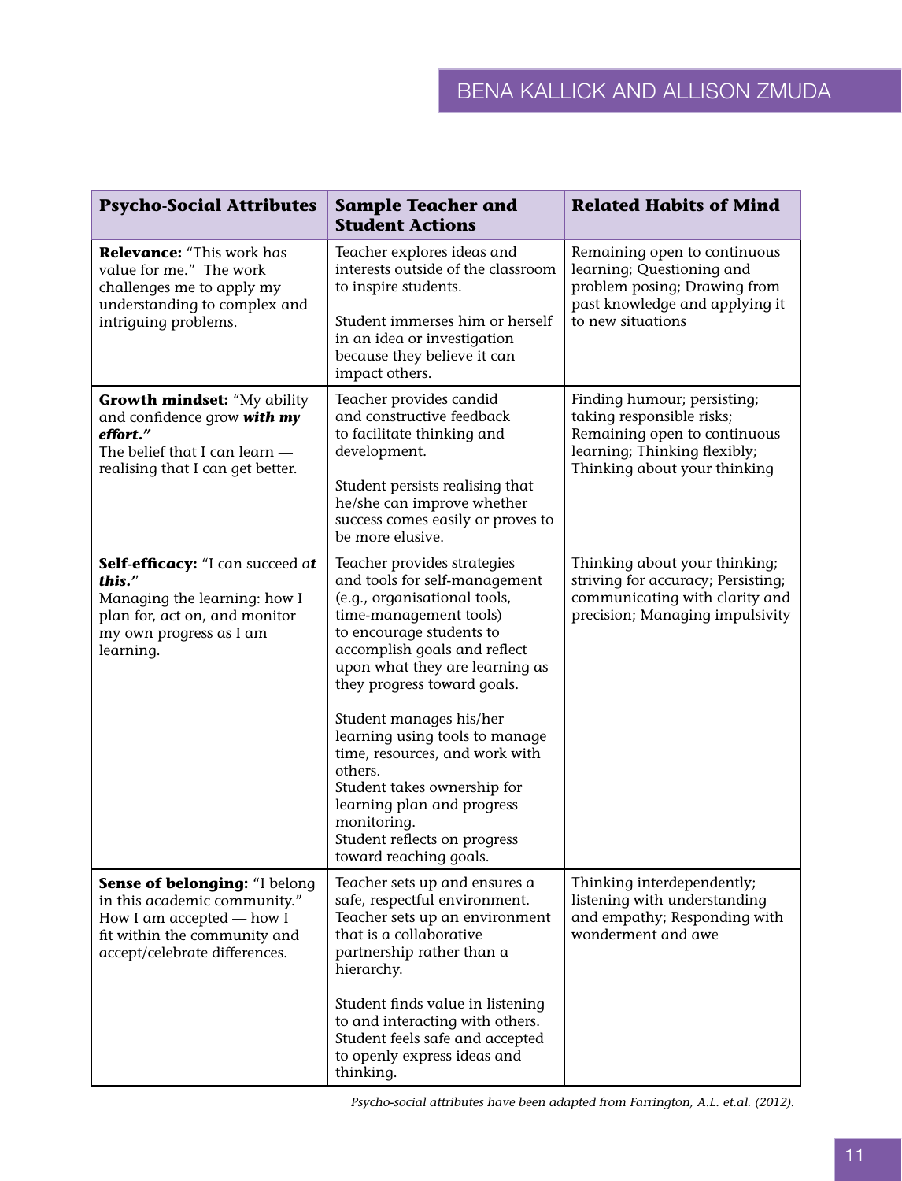| Psycho-Social Attributes | Sample Teacher and Student Actions | Related Habits of Mind |
|---|---|---|
| **Relevance:** "This work has value for me." The work challenges me to apply my understanding to complex and intriguing problems. | Teacher explores ideas and interests outside of the classroom to inspire students.<br><br>Student immerses him or herself in an idea or investigation because they believe it can impact others. | Remaining open to continuous learning; Questioning and problem posing; Drawing from past knowledge and applying it to new situations |
| **Growth mindset:** "My ability and confidence grow ***with my effort.***"<br>The belief that I can learn — realising that I can get better. | Teacher provides candid and constructive feedback to facilitate thinking and development.<br><br>Student persists realising that he/she can improve whether success comes easily or proves to be more elusive. | Finding humour; persisting; taking responsible risks; Remaining open to continuous learning; Thinking flexibly; Thinking about your thinking |
| **Self-efficacy:** "I can succeed a***t this.***"<br>Managing the learning: how I plan for, act on, and monitor my own progress as I am learning. | Teacher provides strategies and tools for self-management (e.g., organisational tools, time-management tools) to encourage students to accomplish goals and reflect upon what they are learning as they progress toward goals.<br><br>Student manages his/her learning using tools to manage time, resources, and work with others.<br>Student takes ownership for learning plan and progress monitoring.<br>Student reflects on progress toward reaching goals. | Thinking about your thinking; striving for accuracy; Persisting; communicating with clarity and precision; Managing impulsivity |
| **Sense of belonging:** "I belong in this academic community."<br>How I am accepted — how I fit within the community and accept/celebrate differences. | Teacher sets up and ensures a safe, respectful environment.<br>Teacher sets up an environment that is a collaborative partnership rather than a hierarchy.<br><br>Student finds value in listening to and interacting with others.<br>Student feels safe and accepted to openly express ideas and thinking. | Thinking interdependently; listening with understanding and empathy; Responding with wonderment and awe |

*Psycho-social attributes have been adapted from Farrington, A.L. et.al. (2012).*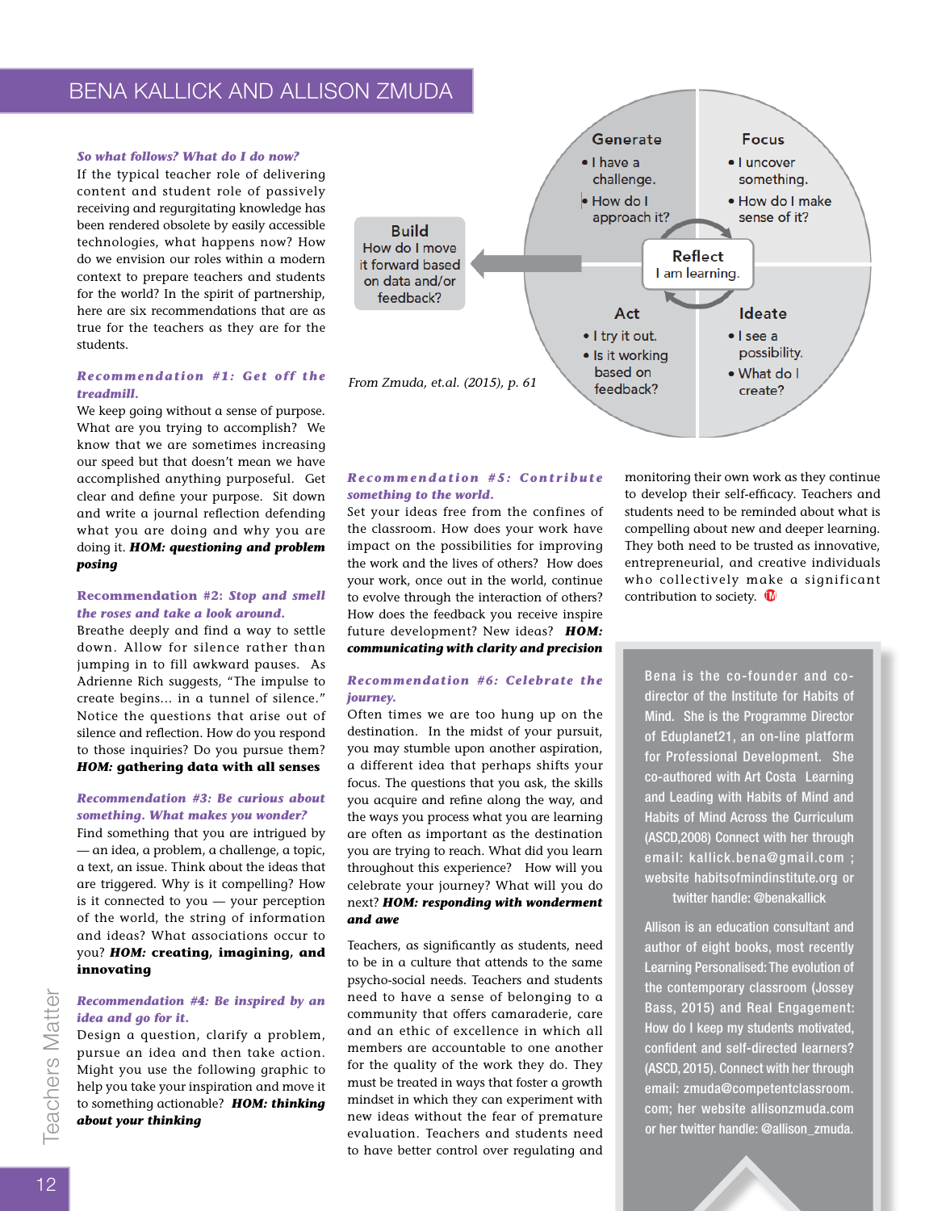**So what follows? What do I do now?**

If the typical teacher role of delivering content and student role of passively receiving and regurgitating knowledge has been rendered obsolete by easily accessible technologies, what happens now? How do we envision our roles within a modern context to prepare teachers and students for the world? In the spirit of partnership, here are six recommendations that are as true for the teachers as they are for the students.

**Recommendation #1: Get off the treadmill.**

We keep going without a sense of purpose. What are you trying to accomplish? We know that we are sometimes increasing our speed but that doesn't mean we have accomplished anything purposeful. Get clear and define your purpose. Sit down and write a journal reflection defending what you are doing and why you are doing it. ***HOM: questioning and problem posing***

**Recommendation #2: Stop and smell the roses and take a look around.**

Breathe deeply and find a way to settle down. Allow for silence rather than jumping in to fill awkward pauses. As Adrienne Rich suggests, "The impulse to create begins… in a tunnel of silence." Notice the questions that arise out of silence and reflection. How do you respond to those inquiries? Do you pursue them? ***HOM:*** **gathering data with all senses**

**Recommendation #3: Be curious about something. What makes you wonder?**

Find something that you are intrigued by — an idea, a problem, a challenge, a topic, a text, an issue. Think about the ideas that are triggered. Why is it compelling? How is it connected to you — your perception of the world, the string of information and ideas? What associations occur to you? ***HOM:*** **creating, imagining, and innovating**

**Recommendation #4: Be inspired by an idea and go for it.**

Design a question, clarify a problem, pursue an idea and then take action. Might you use the following graphic to help you take your inspiration and move it to something actionable? ***HOM: thinking about your thinking***

Generate
- I have a challenge.
- How do I approach it?

Focus
- I uncover something.
- How do I make sense of it?

Reflect
I am learning.

Act
- I try it out.
- Is it working based on feedback?

Ideate
- I see a possibility.
- What do I create?

Build
How do I move it forward based on data and/or feedback?

*From Zmuda, et.al. (2015), p. 61*

**Recommendation #5: Contribute something to the world.**

Set your ideas free from the confines of the classroom. How does your work have impact on the possibilities for improving the work and the lives of others? How does your work, once out in the world, continue to evolve through the interaction of others? How does the feedback you receive inspire future development? New ideas? ***HOM: communicating with clarity and precision***

**Recommendation #6: Celebrate the journey.**

Often times we are too hung up on the destination. In the midst of your pursuit, you may stumble upon another aspiration, a different idea that perhaps shifts your focus. The questions that you ask, the skills you acquire and refine along the way, and the ways you process what you are learning are often as important as the destination you are trying to reach. What did you learn throughout this experience? How will you celebrate your journey? What will you do next? ***HOM: responding with wonderment and awe***

Teachers, as significantly as students, need to be in a culture that attends to the same psycho-social needs. Teachers and students need to have a sense of belonging to a community that offers camaraderie, care and an ethic of excellence in which all members are accountable to one another for the quality of the work they do. They must be treated in ways that foster a growth mindset in which they can experiment with new ideas without the fear of premature evaluation. Teachers and students need to have better control over regulating and monitoring their own work as they continue to develop their self-efficacy. Teachers and students need to be reminded about what is compelling about new and deeper learning. They both need to be trusted as innovative, entrepreneurial, and creative individuals who collectively make a significant contribution to society.

Bena is the co-founder and co-director of the Institute for Habits of Mind. She is the Programme Director of Eduplanet21, an on-line platform for Professional Development. She co-authored with Art Costa Learning and Leading with Habits of Mind and Habits of Mind Across the Curriculum (ASCD,2008) Connect with her through email: kallick.bena@gmail.com ; website habitsofmindinstitute.org or twitter handle: @benakallick

Allison is an education consultant and author of eight books, most recently Learning Personalised: The evolution of the contemporary classroom (Jossey Bass, 2015) and Real Engagement: How do I keep my students motivated, confident and self-directed learners? (ASCD, 2015). Connect with her through email: zmuda@competentclassroom.com; her website allisonzmuda.com or her twitter handle: @allison_zmuda.